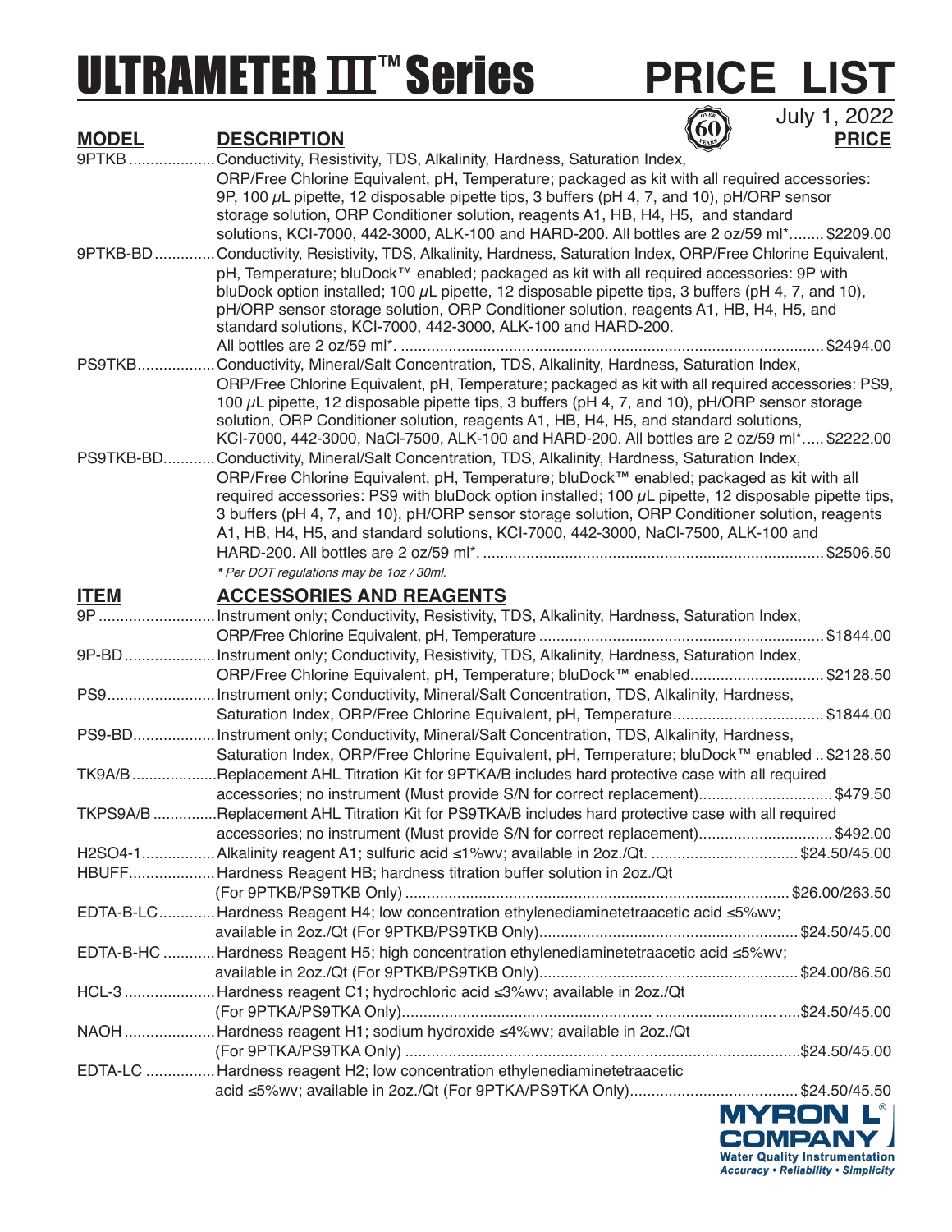# ULTRAMETER III™ Series PRICE LIST

July 1, 2022

| MODEL | DESCRIPTION | PRICE |
|---|---|---|
| 9PTKB | Conductivity, Resistivity, TDS, Alkalinity, Hardness, Saturation Index, ORP/Free Chlorine Equivalent, pH, Temperature; packaged as kit with all required accessories: 9P, 100 µL pipette, 12 disposable pipette tips, 3 buffers (pH 4, 7, and 10), pH/ORP sensor storage solution, ORP Conditioner solution, reagents A1, HB, H4, H5, and standard solutions, KCI-7000, 442-3000, ALK-100 and HARD-200. All bottles are 2 oz/59 ml* | $2209.00 |
| 9PTKB-BD | Conductivity, Resistivity, TDS, Alkalinity, Hardness, Saturation Index, ORP/Free Chlorine Equivalent, pH, Temperature; bluDock™ enabled; packaged as kit with all required accessories: 9P with bluDock option installed; 100 µL pipette, 12 disposable pipette tips, 3 buffers (pH 4, 7, and 10), pH/ORP sensor storage solution, ORP Conditioner solution, reagents A1, HB, H4, H5, and standard solutions, KCI-7000, 442-3000, ALK-100 and HARD-200. All bottles are 2 oz/59 ml*. | $2494.00 |
| PS9TKB | Conductivity, Mineral/Salt Concentration, TDS, Alkalinity, Hardness, Saturation Index, ORP/Free Chlorine Equivalent, pH, Temperature; packaged as kit with all required accessories: PS9, 100 µL pipette, 12 disposable pipette tips, 3 buffers (pH 4, 7, and 10), pH/ORP sensor storage solution, ORP Conditioner solution, reagents A1, HB, H4, H5, and standard solutions, KCI-7000, 442-3000, NaCl-7500, ALK-100 and HARD-200. All bottles are 2 oz/59 ml* | $2222.00 |
| PS9TKB-BD | Conductivity, Mineral/Salt Concentration, TDS, Alkalinity, Hardness, Saturation Index, ORP/Free Chlorine Equivalent, pH, Temperature; bluDock™ enabled; packaged as kit with all required accessories: PS9 with bluDock option installed; 100 µL pipette, 12 disposable pipette tips, 3 buffers (pH 4, 7, and 10), pH/ORP sensor storage solution, ORP Conditioner solution, reagents A1, HB, H4, H5, and standard solutions, KCI-7000, 442-3000, NaCl-7500, ALK-100 and HARD-200. All bottles are 2 oz/59 ml*. | $2506.50 |

*\* Per DOT regulations may be 1oz / 30ml.*

| ITEM | ACCESSORIES AND REAGENTS | PRICE |
|---|---|---|
| 9P | Instrument only; Conductivity, Resistivity, TDS, Alkalinity, Hardness, Saturation Index, ORP/Free Chlorine Equivalent, pH, Temperature | $1844.00 |
| 9P-BD | Instrument only; Conductivity, Resistivity, TDS, Alkalinity, Hardness, Saturation Index, ORP/Free Chlorine Equivalent, pH, Temperature; bluDock™ enabled | $2128.50 |
| PS9 | Instrument only; Conductivity, Mineral/Salt Concentration, TDS, Alkalinity, Hardness, Saturation Index, ORP/Free Chlorine Equivalent, pH, Temperature | $1844.00 |
| PS9-BD | Instrument only; Conductivity, Mineral/Salt Concentration, TDS, Alkalinity, Hardness, Saturation Index, ORP/Free Chlorine Equivalent, pH, Temperature; bluDock™ enabled | $2128.50 |
| TK9A/B | Replacement AHL Titration Kit for 9PTKA/B includes hard protective case with all required accessories; no instrument (Must provide S/N for correct replacement) | $479.50 |
| TKPS9A/B | Replacement AHL Titration Kit for PS9TKA/B includes hard protective case with all required accessories; no instrument (Must provide S/N for correct replacement) | $492.00 |
| H2SO4-1 | Alkalinity reagent A1; sulfuric acid ≤1%wv; available in 2oz./Qt. | $24.50/45.00 |
| HBUFF | Hardness Reagent HB; hardness titration buffer solution in 2oz./Qt (For 9PTKB/PS9TKB Only) | $26.00/263.50 |
| EDTA-B-LC | Hardness Reagent H4; low concentration ethylenediaminetetraacetic acid ≤5%wv; available in 2oz./Qt (For 9PTKB/PS9TKB Only) | $24.50/45.00 |
| EDTA-B-HC | Hardness Reagent H5; high concentration ethylenediaminetetraacetic acid ≤5%wv; available in 2oz./Qt (For 9PTKB/PS9TKB Only) | $24.00/86.50 |
| HCL-3 | Hardness reagent C1; hydrochloric acid ≤3%wv; available in 2oz./Qt (For 9PTKA/PS9TKA Only) | $24.50/45.00 |
| NAOH | Hardness reagent H1; sodium hydroxide ≤4%wv; available in 2oz./Qt (For 9PTKA/PS9TKA Only) | $24.50/45.00 |
| EDTA-LC | Hardness reagent H2; low concentration ethylenediaminetetraacetic acid ≤5%wv; available in 2oz./Qt (For 9PTKA/PS9TKA Only) | $24.50/45.50 |

MYRON L® COMPANY
Water Quality Instrumentation
*Accuracy • Reliability • Simplicity*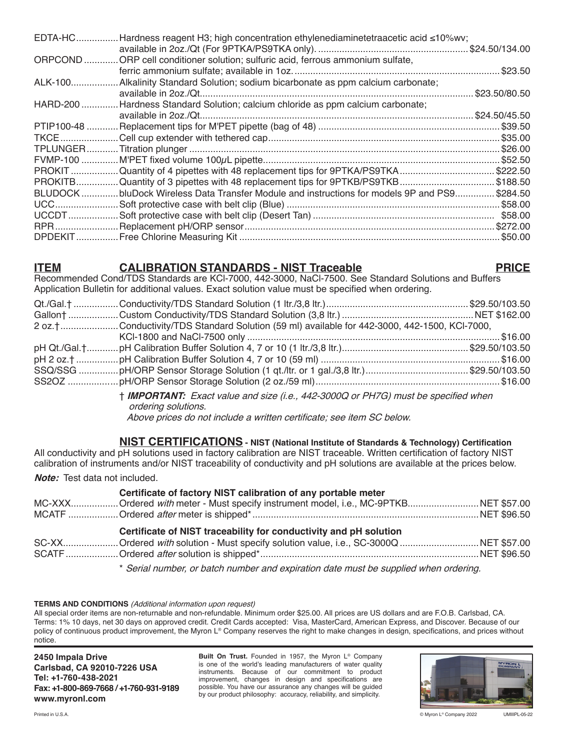| | | |
|---|---|---|
| EDTA-HC | Hardness reagent H3; high concentration ethylenediaminetetraacetic acid ≤10%wv; available in 2oz./Qt (For 9PTKA/PS9TKA only). | $24.50/134.00 |
| ORPCOND | ORP cell conditioner solution; sulfuric acid, ferrous ammonium sulfate, ferric ammonium sulfate; available in 1oz. | $23.50 |
| ALK-100 | Alkalinity Standard Solution; sodium bicarbonate as ppm calcium carbonate; available in 2oz./Qt. | $23.50/80.50 |
| HARD-200 | Hardness Standard Solution; calcium chloride as ppm calcium carbonate; available in 2oz./Qt. | $24.50/45.50 |
| PTIP100-48 | Replacement tips for M'PET pipette (bag of 48) | $39.50 |
| TKCE | Cell cup extender with tethered cap | $35.00 |
| TPLUNGER | Titration plunger | $26.00 |
| FVMP-100 | M'PET fixed volume 100$\mu$L pipette | $52.50 |
| PROKIT | Quantity of 4 pipettes with 48 replacement tips for 9PTKA/PS9TKA | $222.50 |
| PROKITB | Quantity of 3 pipettes with 48 replacement tips for 9PTKB/PS9TKB | $188.50 |
| BLUDOCK | bluDock Wireless Data Transfer Module and instructions for models 9P and PS9 | $284.50 |
| UCC | Soft protective case with belt clip (Blue) | $58.00 |
| UCCDT | Soft protective case with belt clip (Desert Tan) | $58.00 |
| RPR | Replacement pH/ORP sensor | $272.00 |
| DPDEKIT | Free Chlorine Measuring Kit | $50.00 |

## ITEM CALIBRATION STANDARDS - NIST Traceable PRICE

Recommended Cond/TDS Standards are KCl-7000, 442-3000, NaCl-7500. See Standard Solutions and Buffers Application Bulletin for additional values. Exact solution value must be specified when ordering.

| | | |
|---|---|---|
| Qt./Gal.† | Conductivity/TDS Standard Solution (1 ltr./3,8 ltr.) | $29.50/103.50 |
| Gallon† | Custom Conductivity/TDS Standard Solution (3,8 ltr.) | NET $162.00 |
| 2 oz.† | Conductivity/TDS Standard Solution (59 ml) available for 442-3000, 442-1500, KCl-7000, KCl-1800 and NaCl-7500 only | $16.00 |
| pH Qt./Gal.† | pH Calibration Buffer Solution 4, 7 or 10 (1 ltr./3,8 ltr.) | $29.50/103.50 |
| pH 2 oz.† | pH Calibration Buffer Solution 4, 7 or 10 (59 ml) | $16.00 |
| SSQ/SSG | pH/ORP Sensor Storage Solution (1 qt./ltr. or 1 gal./3,8 ltr.) | $29.50/103.50 |
| SS2OZ | pH/ORP Sensor Storage Solution (2 oz./59 ml) | $16.00 |

† ***IMPORTANT:*** *Exact value and size (i.e., 442-3000Q or PH7G) must be specified when ordering solutions.*
*Above prices do not include a written certificate; see item SC below.*

## NIST CERTIFICATIONS - NIST (National Institute of Standards & Technology) Certification

All conductivity and pH solutions used in factory calibration are NIST traceable. Written certification of factory NIST calibration of instruments and/or NIST traceability of conductivity and pH solutions are available at the prices below.

***Note:*** Test data not included.

**Certificate of factory NIST calibration of any portable meter**

| | | |
|---|---|---|
| MC-XXX | Ordered *with* meter - Must specify instrument model, i.e., MC-9PTKB | NET $57.00 |
| MCATF | Ordered *after* meter is shipped* | NET $96.50 |

**Certificate of NIST traceability for conductivity and pH solution**

| | | |
|---|---|---|
| SC-XX | Ordered *with* solution - Must specify solution value, i.e., SC-3000Q | NET $57.00 |
| SCATF | Ordered *after* solution is shipped* | NET $96.50 |

\* *Serial number, or batch number and expiration date must be supplied when ordering.*

**TERMS AND CONDITIONS** *(Additional information upon request)*
All special order items are non-returnable and non-refundable. Minimum order $25.00. All prices are US dollars and are F.O.B. Carlsbad, CA. Terms: 1% 10 days, net 30 days on approved credit. Credit Cards accepted: Visa, MasterCard, American Express, and Discover. Because of our policy of continuous product improvement, the Myron L® Company reserves the right to make changes in design, specifications, and prices without notice.

**2450 Impala Drive**
**Carlsbad, CA 92010-7226 USA**
**Tel: +1-760-438-2021**
**Fax: +1-800-869-7668 / +1-760-931-9189**
**www.myronl.com**

**Built On Trust.** Founded in 1957, the Myron L® Company is one of the world's leading manufacturers of water quality instruments. Because of our commitment to product improvement, changes in design and specifications are possible. You have our assurance any changes will be guided by our product philosophy: accuracy, reliability, and simplicity.

Printed in U.S.A. © Myron L® Company 2022 UMIIIPL-05-22